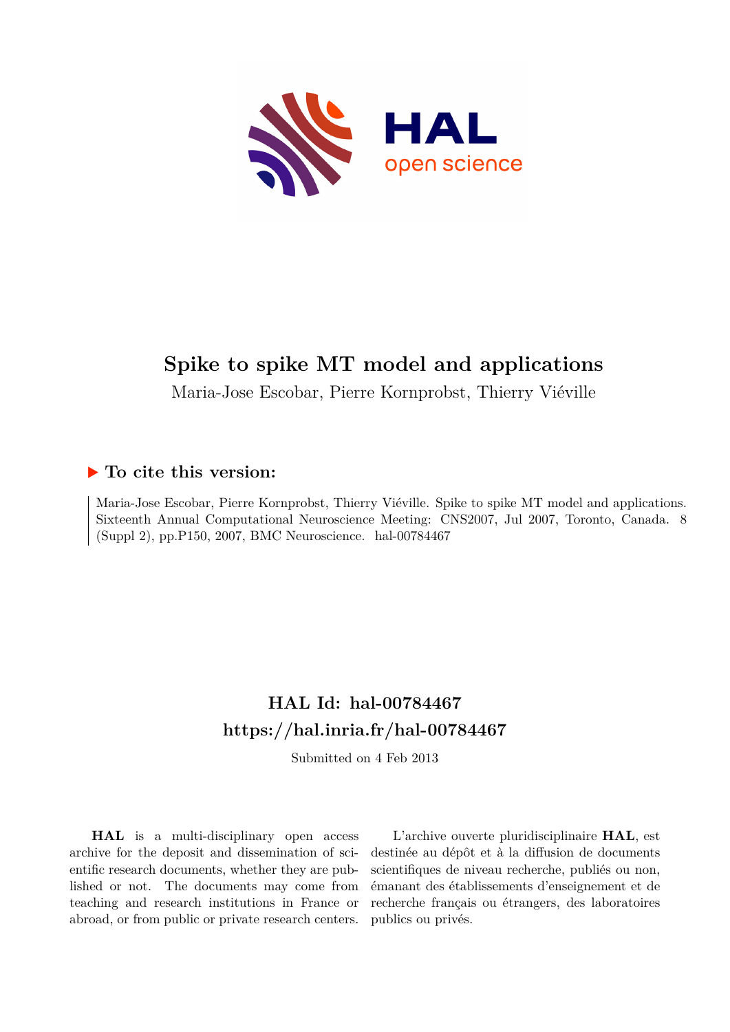# Spike to spike MT model and applications

Maria-Jose Escobar, Pierre Kornprobst, Thierry Viéville

## ▶ To cite this version:

Maria-Jose Escobar, Pierre Kornprobst, Thierry Viéville. Spike to spike MT model and applications. Sixteenth Annual Computational Neuroscience Meeting: CNS2007, Jul 2007, Toronto, Canada. 8 (Suppl 2), pp.P150, 2007, BMC Neuroscience. hal-00784467

## HAL Id: hal-00784467
## https://hal.inria.fr/hal-00784467

Submitted on 4 Feb 2013

**HAL** is a multi-disciplinary open access archive for the deposit and dissemination of scientific research documents, whether they are published or not. The documents may come from teaching and research institutions in France or abroad, or from public or private research centers.

L'archive ouverte pluridisciplinaire **HAL**, est destinée au dépôt et à la diffusion de documents scientifiques de niveau recherche, publiés ou non, émanant des établissements d'enseignement et de recherche français ou étrangers, des laboratoires publics ou privés.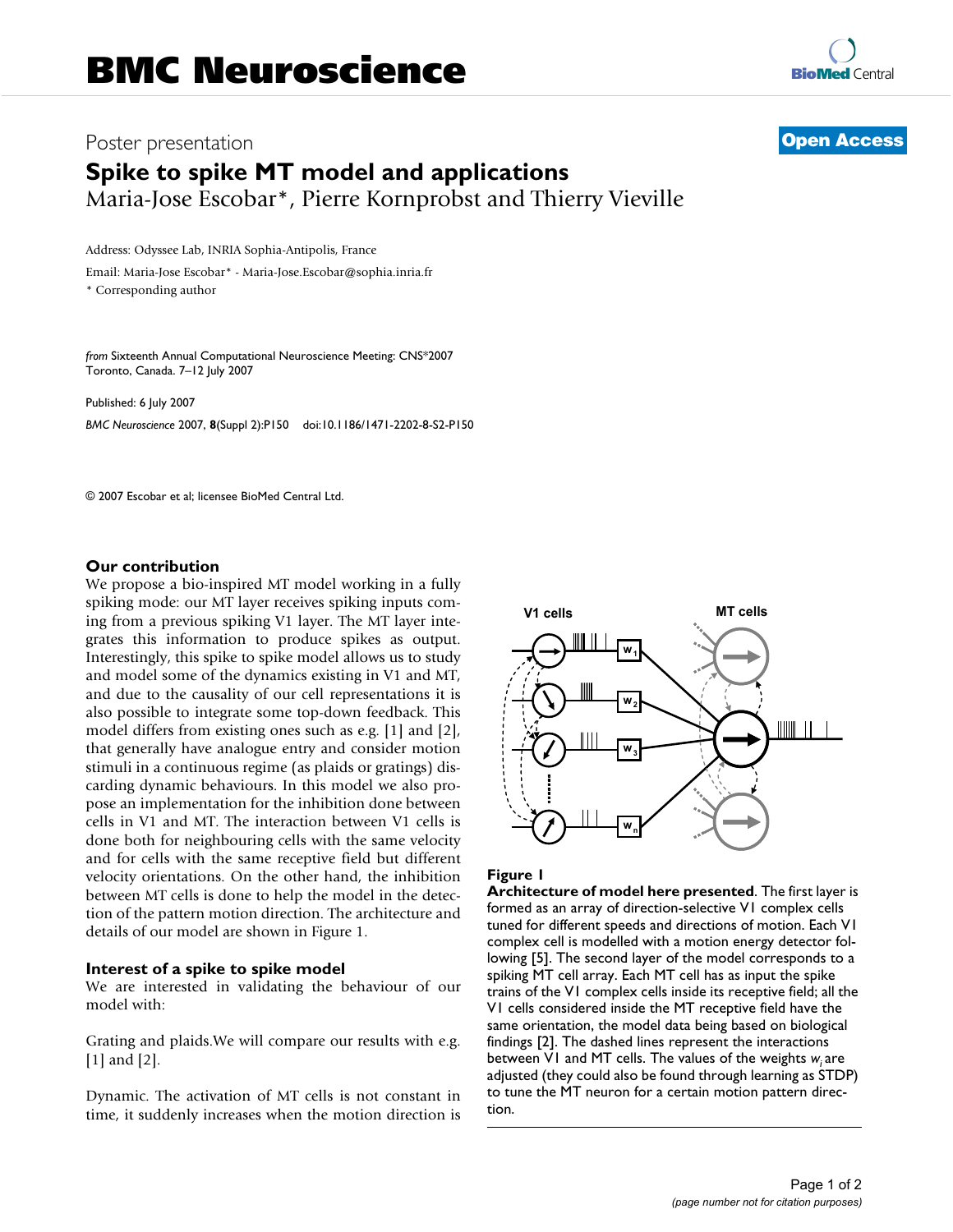# BMC Neuroscience

Poster presentation

**Open Access**

# Spike to spike MT model and applications

Maria-Jose Escobar*, Pierre Kornprobst and Thierry Vieville

Address: Odyssee Lab, INRIA Sophia-Antipolis, France

Email: Maria-Jose Escobar* - Maria-Jose.Escobar@sophia.inria.fr

\* Corresponding author

*from* Sixteenth Annual Computational Neuroscience Meeting: CNS*2007
Toronto, Canada. 7–12 July 2007

Published: 6 July 2007

*BMC Neuroscience* 2007, **8**(Suppl 2):P150 doi:10.1186/1471-2202-8-S2-P150

© 2007 Escobar et al; licensee BioMed Central Ltd.

## Our contribution

We propose a bio-inspired MT model working in a fully spiking mode: our MT layer receives spiking inputs coming from a previous spiking V1 layer. The MT layer integrates this information to produce spikes as output. Interestingly, this spike to spike model allows us to study and model some of the dynamics existing in V1 and MT, and due to the causality of our cell representations it is also possible to integrate some top-down feedback. This model differs from existing ones such as e.g. [1] and [2], that generally have analogue entry and consider motion stimuli in a continuous regime (as plaids or gratings) discarding dynamic behaviours. In this model we also propose an implementation for the inhibition done between cells in V1 and MT. The interaction between V1 cells is done both for neighbouring cells with the same velocity and for cells with the same receptive field but different velocity orientations. On the other hand, the inhibition between MT cells is done to help the model in the detection of the pattern motion direction. The architecture and details of our model are shown in Figure 1.

## Interest of a spike to spike model

We are interested in validating the behaviour of our model with:

Grating and plaids. We will compare our results with e.g. [1] and [2].

Dynamic. The activation of MT cells is not constant in time, it suddenly increases when the motion direction is

**Figure 1**

**Architecture of model here presented**. The first layer is formed as an array of direction-selective V1 complex cells tuned for different speeds and directions of motion. Each V1 complex cell is modelled with a motion energy detector following [5]. The second layer of the model corresponds to a spiking MT cell array. Each MT cell has as input the spike trains of the V1 complex cells inside its receptive field; all the V1 cells considered inside the MT receptive field have the same orientation, the model data being based on biological findings [2]. The dashed lines represent the interactions between V1 and MT cells. The values of the weights $w_i$ are adjusted (they could also be found through learning as STDP) to tune the MT neuron for a certain motion pattern direction.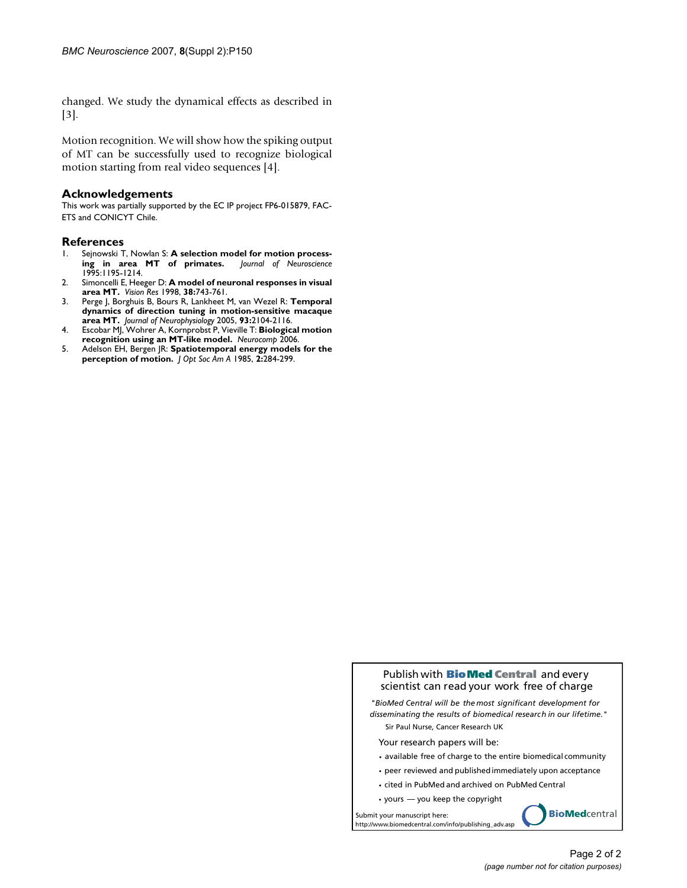changed. We study the dynamical effects as described in [3].

Motion recognition. We will show how the spiking output of MT can be successfully used to recognize biological motion starting from real video sequences [4].

## Acknowledgements

This work was partially supported by the EC IP project FP6-015879, FACETS and CONICYT Chile.

## References

1. Sejnowski T, Nowlan S: **A selection model for motion processing in area MT of primates.** *Journal of Neuroscience* 1995:1195-1214.
2. Simoncelli E, Heeger D: **A model of neuronal responses in visual area MT.** *Vision Res* 1998, **38:**743-761.
3. Perge J, Borghuis B, Bours R, Lankheet M, van Wezel R: **Temporal dynamics of direction tuning in motion-sensitive macaque area MT.** *Journal of Neurophysiology* 2005, **93:**2104-2116.
4. Escobar MJ, Wohrer A, Kornprobst P, Vieville T: **Biological motion recognition using an MT-like model.** *Neurocomp* 2006.
5. Adelson EH, Bergen JR: **Spatiotemporal energy models for the perception of motion.** *J Opt Soc Am A* 1985, **2:**284-299.

Publish with **BioMed Central** and every scientist can read your work free of charge

*"BioMed Central will be the most significant development for disseminating the results of biomedical research in our lifetime."*

Sir Paul Nurse, Cancer Research UK

Your research papers will be:

- available free of charge to the entire biomedical community
- peer reviewed and published immediately upon acceptance
- cited in PubMed and archived on PubMed Central
- yours — you keep the copyright

Submit your manuscript here:
http://www.biomedcentral.com/info/publishing_adv.asp

**BioMed**central